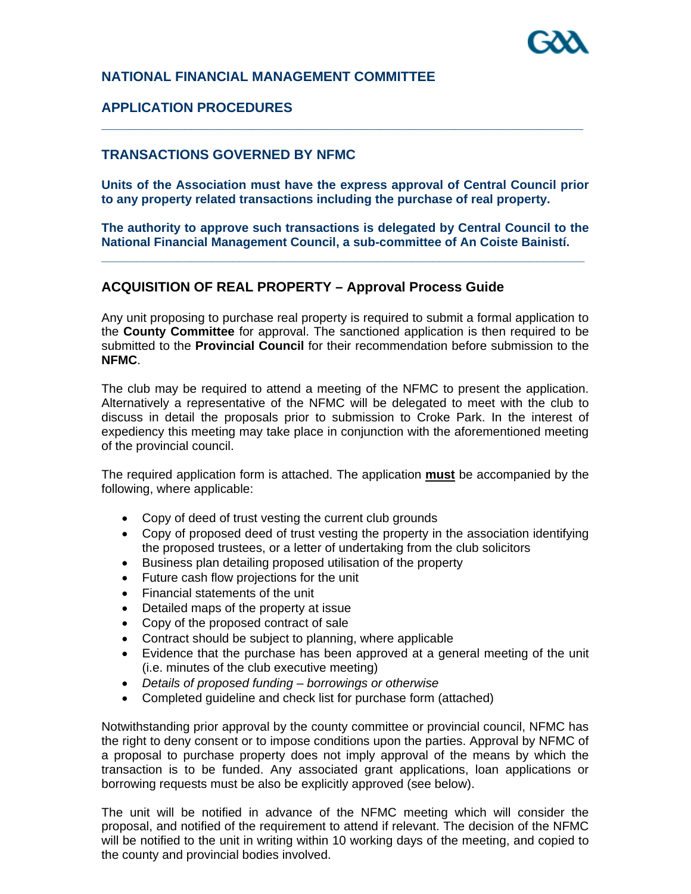## NATIONAL FINANCIAL MANAGEMENT COMMITTEE

## APPLICATION PROCEDURES

---

## TRANSACTIONS GOVERNED BY NFMC

**Units of the Association must have the express approval of Central Council prior to any property related transactions including the purchase of real property.**

**The authority to approve such transactions is delegated by Central Council to the National Financial Management Council, a sub-committee of An Coiste Bainistí.**

---

## ACQUISITION OF REAL PROPERTY – Approval Process Guide

Any unit proposing to purchase real property is required to submit a formal application to the **County Committee** for approval. The sanctioned application is then required to be submitted to the **Provincial Council** for their recommendation before submission to the **NFMC**.

The club may be required to attend a meeting of the NFMC to present the application. Alternatively a representative of the NFMC will be delegated to meet with the club to discuss in detail the proposals prior to submission to Croke Park. In the interest of expediency this meeting may take place in conjunction with the aforementioned meeting of the provincial council.

The required application form is attached. The application **must** be accompanied by the following, where applicable:

- Copy of deed of trust vesting the current club grounds
- Copy of proposed deed of trust vesting the property in the association identifying the proposed trustees, or a letter of undertaking from the club solicitors
- Business plan detailing proposed utilisation of the property
- Future cash flow projections for the unit
- Financial statements of the unit
- Detailed maps of the property at issue
- Copy of the proposed contract of sale
- Contract should be subject to planning, where applicable
- Evidence that the purchase has been approved at a general meeting of the unit (i.e. minutes of the club executive meeting)
- *Details of proposed funding – borrowings or otherwise*
- Completed guideline and check list for purchase form (attached)

Notwithstanding prior approval by the county committee or provincial council, NFMC has the right to deny consent or to impose conditions upon the parties. Approval by NFMC of a proposal to purchase property does not imply approval of the means by which the transaction is to be funded. Any associated grant applications, loan applications or borrowing requests must be also be explicitly approved (see below).

The unit will be notified in advance of the NFMC meeting which will consider the proposal, and notified of the requirement to attend if relevant. The decision of the NFMC will be notified to the unit in writing within 10 working days of the meeting, and copied to the county and provincial bodies involved.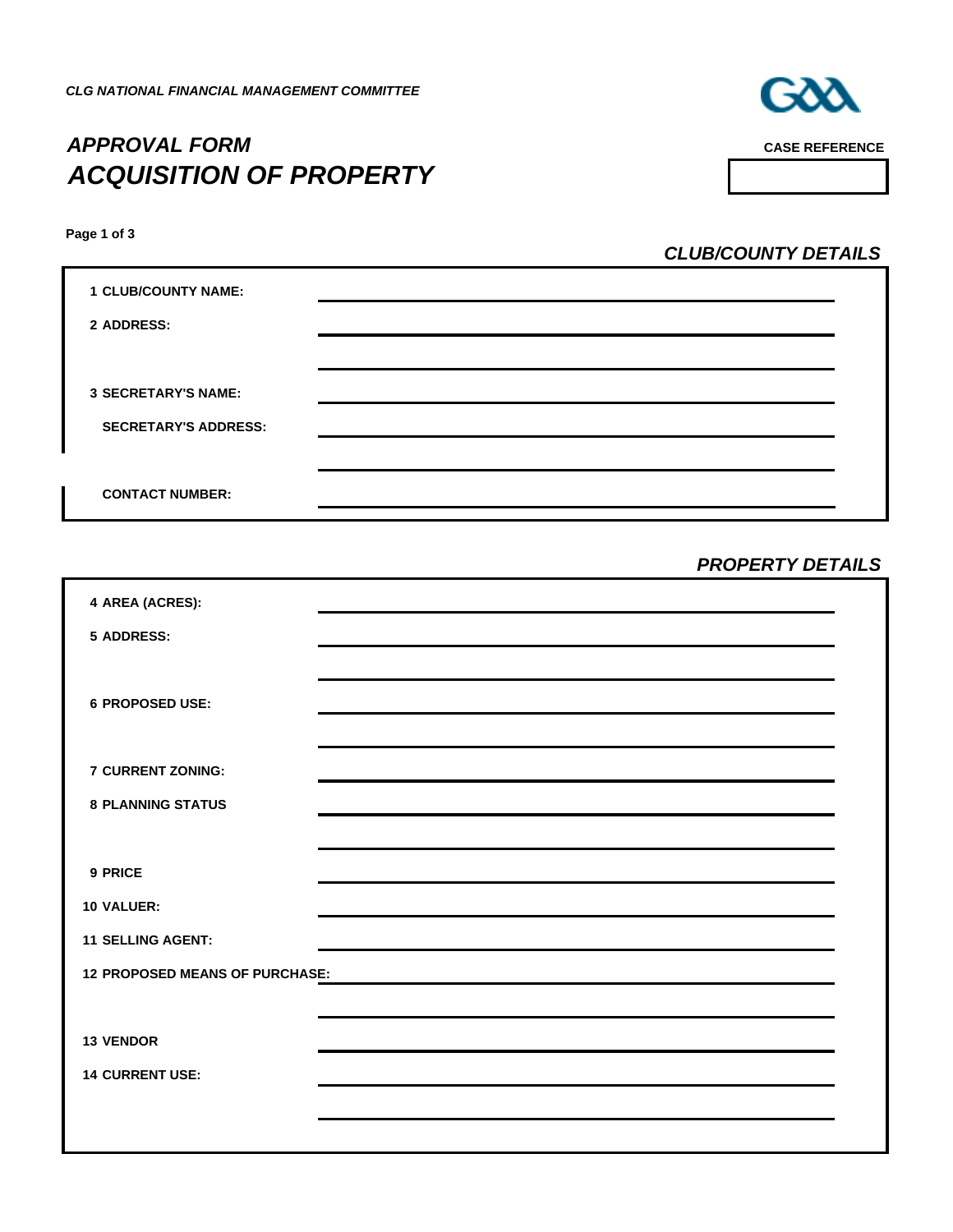*CLG NATIONAL FINANCIAL MANAGEMENT COMMITTEE*

# *APPROVAL FORM*
# *ACQUISITION OF PROPERTY*

**CASE REFERENCE**

| |
|---|
| |

**Page 1 of 3**

## *CLUB/COUNTY DETAILS*

**1 CLUB/COUNTY NAME:** ____________________

**2 ADDRESS:** ____________________

____________________

**3 SECRETARY'S NAME:** ____________________

**SECRETARY'S ADDRESS:** ____________________

____________________

**CONTACT NUMBER:** ____________________

## *PROPERTY DETAILS*

**4 AREA (ACRES):** ____________________

**5 ADDRESS:** ____________________

____________________

**6 PROPOSED USE:** ____________________

____________________

**7 CURRENT ZONING:** ____________________

**8 PLANNING STATUS** ____________________

____________________

**9 PRICE** ____________________

**10 VALUER:** ____________________

**11 SELLING AGENT:** ____________________

**12 PROPOSED MEANS OF PURCHASE:** ____________________

____________________

**13 VENDOR** ____________________

**14 CURRENT USE:** ____________________

____________________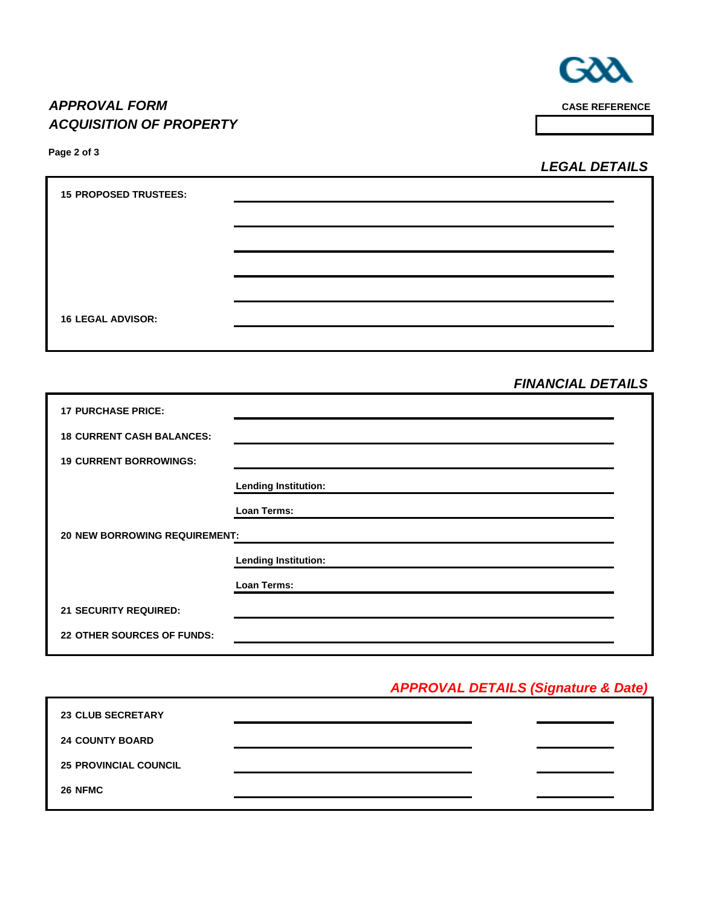## *APPROVAL FORM*
## *ACQUISITION OF PROPERTY*

**CASE REFERENCE**

**Page 2 of 3**

### *LEGAL DETAILS*

**15 PROPOSED TRUSTEES:**

**16 LEGAL ADVISOR:**

### *FINANCIAL DETAILS*

**17 PURCHASE PRICE:**

**18 CURRENT CASH BALANCES:**

**19 CURRENT BORROWINGS:**

**Lending Institution:**

**Loan Terms:**

**20 NEW BORROWING REQUIREMENT:**

**Lending Institution:**

**Loan Terms:**

**21 SECURITY REQUIRED:**

**22 OTHER SOURCES OF FUNDS:**

### *APPROVAL DETAILS (Signature & Date)*

**23 CLUB SECRETARY**

**24 COUNTY BOARD**

**25 PROVINCIAL COUNCIL**

**26 NFMC**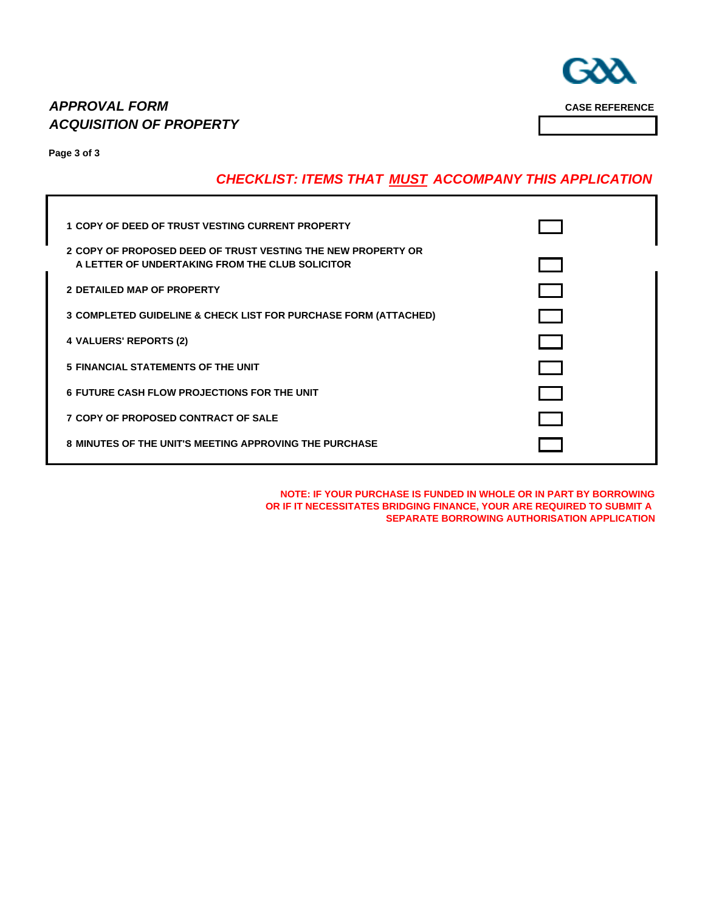## *APPROVAL FORM*
## *ACQUISITION OF PROPERTY*

**CASE REFERENCE**

**Page 3 of 3**

### *CHECKLIST: ITEMS THAT MUST ACCOMPANY THIS APPLICATION*

| | | |
|---|---|---|
| **1** | **COPY OF DEED OF TRUST VESTING CURRENT PROPERTY** | ☐ |
| **2** | **COPY OF PROPOSED DEED OF TRUST VESTING THE NEW PROPERTY OR A LETTER OF UNDERTAKING FROM THE CLUB SOLICITOR** | ☐ |
| **2** | **DETAILED MAP OF PROPERTY** | ☐ |
| **3** | **COMPLETED GUIDELINE & CHECK LIST FOR PURCHASE FORM (ATTACHED)** | ☐ |
| **4** | **VALUERS' REPORTS (2)** | ☐ |
| **5** | **FINANCIAL STATEMENTS OF THE UNIT** | ☐ |
| **6** | **FUTURE CASH FLOW PROJECTIONS FOR THE UNIT** | ☐ |
| **7** | **COPY OF PROPOSED CONTRACT OF SALE** | ☐ |
| **8** | **MINUTES OF THE UNIT'S MEETING APPROVING THE PURCHASE** | ☐ |

**NOTE: IF YOUR PURCHASE IS FUNDED IN WHOLE OR IN PART BY BORROWING OR IF IT NECESSITATES BRIDGING FINANCE, YOUR ARE REQUIRED TO SUBMIT A SEPARATE BORROWING AUTHORISATION APPLICATION**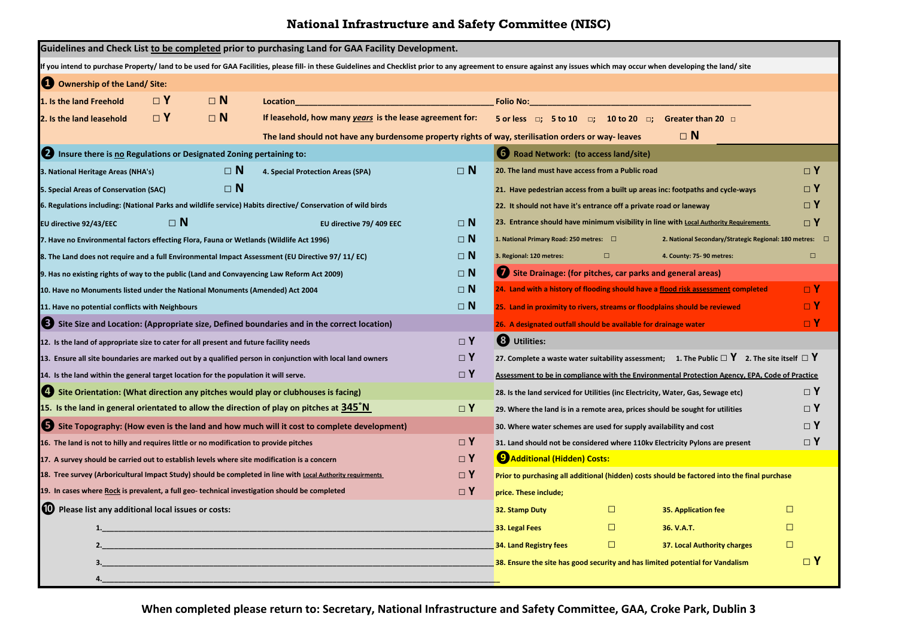# National Infrastructure and Safety Committee (NISC)

**Guidelines and Check List to be completed prior to purchasing Land for GAA Facility Development.**

If you intend to purchase Property/ land to be used for GAA Facilities, please fill- in these Guidelines and Checklist prior to any agreement to ensure against any issues which may occur when developing the land/ site

## ❶ Ownership of the Land/ Site:

1. Is the land Freehold ☐ **Y** ☐ **N** Location________________________ Folio No:________________________
2. Is the land leasehold ☐ **Y** ☐ **N** If leasehold, how many *years* is the lease agreement for: 5 or less ☐; 5 to 10 ☐; 10 to 20 ☐; Greater than 20 ☐

The land should not have any burdensome property rights of way, sterilisation orders or way- leaves ☐ **N**

## ❷ Insure there is no Regulations or Designated Zoning pertaining to:

3. National Heritage Areas (NHA's) ☐ **N**
4. Special Protection Areas (SPA) ☐ **N**
5. Special Areas of Conservation (SAC) ☐ **N**
6. Regulations including: (National Parks and wildlife service) Habits directive/ Conservation of wild birds
   - EU directive 92/43/EEC ☐ **N**
   - EU directive 79/ 409 EEC ☐ **N**
7. Have no Environmental factors effecting Flora, Fauna or Wetlands (Wildlife Act 1996) ☐ **N**
8. The Land does not require and a full Environmental Impact Assessment (EU Directive 97/ 11/ EC) ☐ **N**
9. Has no existing rights of way to the public (Land and Conveyancing Law Reform Act 2009) ☐ **N**
10. Have no Monuments listed under the National Monuments (Amended) Act 2004 ☐ **N**
11. Have no potential conflicts with Neighbours ☐ **N**

## ❸ Site Size and Location: (Appropriate size, Defined boundaries and in the correct location)

12. Is the land of appropriate size to cater for all present and future facility needs ☐ **Y**
13. Ensure all site boundaries are marked out by a qualified person in conjunction with local land owners ☐ **Y**
14. Is the land within the general target location for the population it will serve. ☐ **Y**

## ❹ Site Orientation: (What direction any pitches would play or clubhouses is facing)

15. Is the land in general orientated to allow the direction of play on pitches at **345˚N** ☐ **Y**

## ❺ Site Topography: (How even is the land and how much will it cost to complete development)

16. The land is not to hilly and requires little or no modification to provide pitches ☐ **Y**
17. A survey should be carried out to establish levels where site modification is a concern ☐ **Y**
18. Tree survey (Arboricultural Impact Study) should be completed in line with Local Authority requirments ☐ **Y**
19. In cases where Rock is prevalent, a full geo- technical investigation should be completed ☐ **Y**

## ❻ Road Network: (to access land/site)

20. The land must have access from a Public road ☐ **Y**
21. Have pedestrian access from a built up areas inc: footpaths and cycle-ways ☐ **Y**
22. It should not have it's entrance off a private road or laneway ☐ **Y**
23. Entrance should have minimum visibility in line with Local Authority Requirements ☐ **Y**
    1. National Primary Road: 250 metres: ☐
    2. National Secondary/Strategic Regional: 180 metres: ☐
    3. Regional: 120 metres: ☐
    4. County: 75- 90 metres: ☐

## ❼ Site Drainage: (for pitches, car parks and general areas)

24. Land with a history of flooding should have a flood risk assessment completed ☐ **Y**
25. Land in proximity to rivers, streams or floodplains should be reviewed ☐ **Y**
26. A designated outfall should be available for drainage water ☐ **Y**

## ❽ Utilities:

27. Complete a waste water suitability assessment; 1. The Public ☐ **Y** 2. The site itself ☐ **Y**

Assessment to be in compliance with the Environmental Protection Agency, EPA, Code of Practice

28. Is the land serviced for Utilities (inc Electricity, Water, Gas, Sewage etc) ☐ **Y**
29. Where the land is in a remote area, prices should be sought for utilities ☐ **Y**
30. Where water schemes are used for supply availability and cost ☐ **Y**
31. Land should not be considered where 110kv Electricity Pylons are present ☐ **Y**

## ❾ Additional (Hidden) Costs:

Prior to purchasing all additional (hidden) costs should be factored into the final purchase price. These include;

32. Stamp Duty ☐
33. Legal Fees ☐
34. Land Registry fees ☐
35. Application fee ☐
36. V.A.T. ☐
37. Local Authority charges ☐
38. Ensure the site has good security and has limited potential for Vandalism ☐ **Y**

## ❿ Please list any additional local issues or costs:

1.________________________________________
2.________________________________________
3.________________________________________
4.________________________________________

**When completed please return to: Secretary, National Infrastructure and Safety Committee, GAA, Croke Park, Dublin 3**